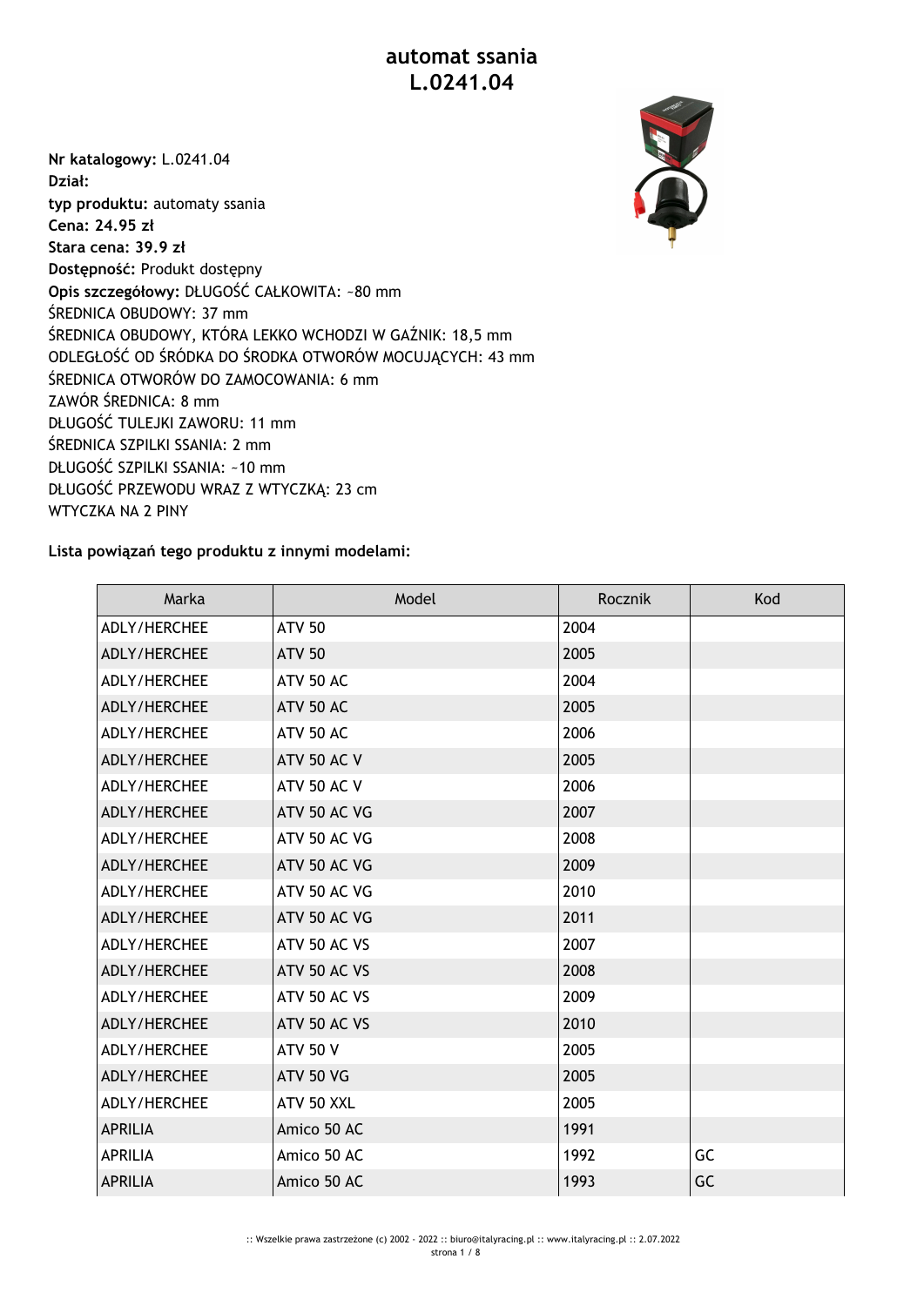# automat ssania
# L.0241.04

**Nr katalogowy:** L.0241.04
**Dział:**
**typ produktu:** automaty ssania
**Cena: 24.95 zł**
**Stara cena: 39.9 zł**
**Dostępność:** Produkt dostępny
**Opis szczegółowy:** DŁUGOŚĆ CAŁKOWITA: ~80 mm
ŚREDNICA OBUDOWY: 37 mm
ŚREDNICA OBUDOWY, KTÓRA LEKKO WCHODZI W GAŹNIK: 18,5 mm
ODLEGŁOŚĆ OD ŚRÓDKA DO ŚRODKA OTWORÓW MOCUJĄCYCH: 43 mm
ŚREDNICA OTWORÓW DO ZAMOCOWANIA: 6 mm
ZAWÓR ŚREDNICA: 8 mm
DŁUGOŚĆ TULEJKI ZAWORU: 11 mm
ŚREDNICA SZPILKI SSANIA: 2 mm
DŁUGOŚĆ SZPILKI SSANIA: ~10 mm
DŁUGOŚĆ PRZEWODU WRAZ Z WTYCZKĄ: 23 cm
WTYCZKA NA 2 PINY

**Lista powiązań tego produktu z innymi modelami:**

| Marka | Model | Rocznik | Kod |
|---|---|---|---|
| ADLY/HERCHEE | ATV 50 | 2004 | |
| ADLY/HERCHEE | ATV 50 | 2005 | |
| ADLY/HERCHEE | ATV 50 AC | 2004 | |
| ADLY/HERCHEE | ATV 50 AC | 2005 | |
| ADLY/HERCHEE | ATV 50 AC | 2006 | |
| ADLY/HERCHEE | ATV 50 AC V | 2005 | |
| ADLY/HERCHEE | ATV 50 AC V | 2006 | |
| ADLY/HERCHEE | ATV 50 AC VG | 2007 | |
| ADLY/HERCHEE | ATV 50 AC VG | 2008 | |
| ADLY/HERCHEE | ATV 50 AC VG | 2009 | |
| ADLY/HERCHEE | ATV 50 AC VG | 2010 | |
| ADLY/HERCHEE | ATV 50 AC VG | 2011 | |
| ADLY/HERCHEE | ATV 50 AC VS | 2007 | |
| ADLY/HERCHEE | ATV 50 AC VS | 2008 | |
| ADLY/HERCHEE | ATV 50 AC VS | 2009 | |
| ADLY/HERCHEE | ATV 50 AC VS | 2010 | |
| ADLY/HERCHEE | ATV 50 V | 2005 | |
| ADLY/HERCHEE | ATV 50 VG | 2005 | |
| ADLY/HERCHEE | ATV 50 XXL | 2005 | |
| APRILIA | Amico 50 AC | 1991 | |
| APRILIA | Amico 50 AC | 1992 | GC |
| APRILIA | Amico 50 AC | 1993 | GC |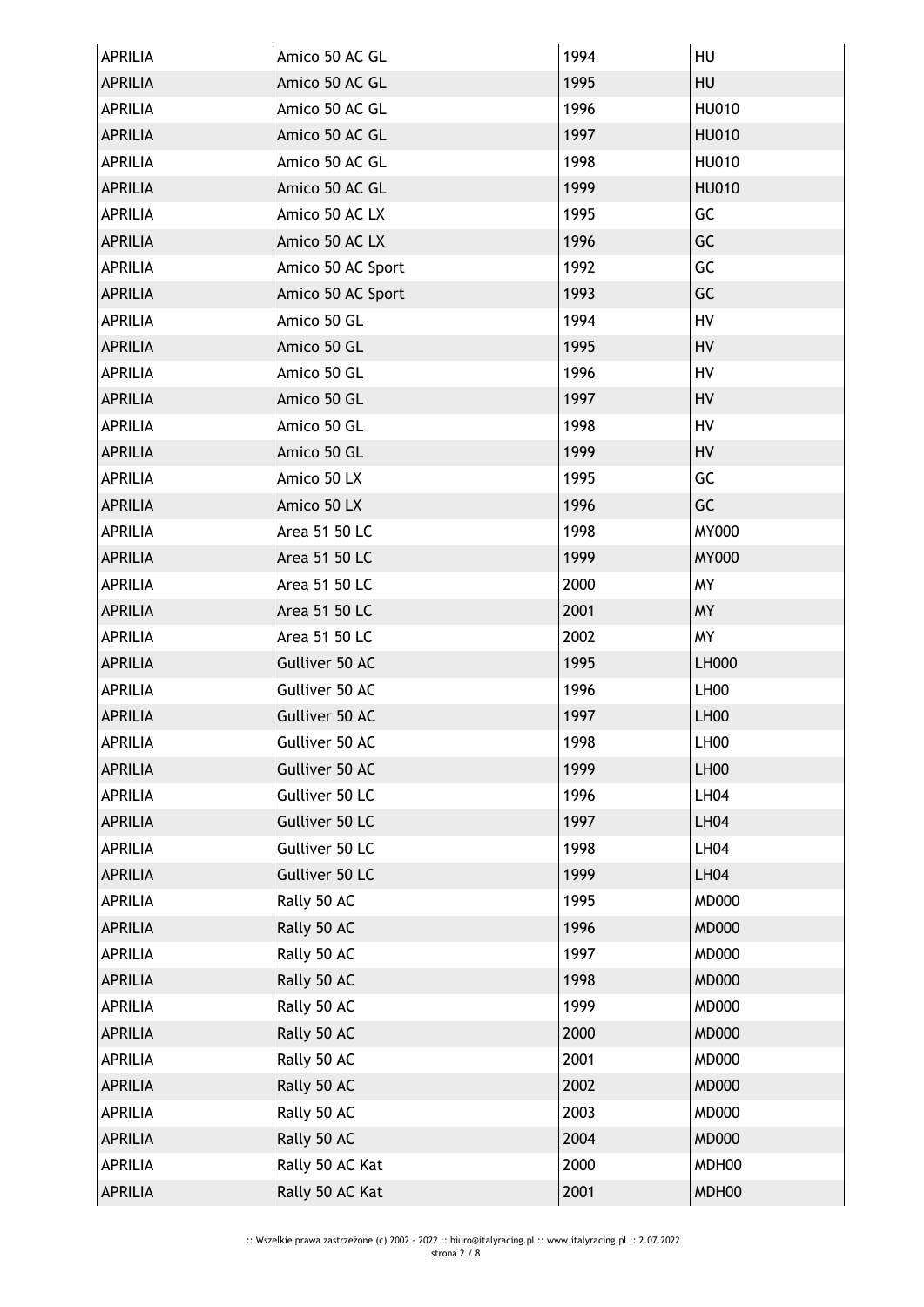| APRILIA | Amico 50 AC GL | 1994 | HU |
|---|---|---|---|
| APRILIA | Amico 50 AC GL | 1995 | HU |
| APRILIA | Amico 50 AC GL | 1996 | HU010 |
| APRILIA | Amico 50 AC GL | 1997 | HU010 |
| APRILIA | Amico 50 AC GL | 1998 | HU010 |
| APRILIA | Amico 50 AC GL | 1999 | HU010 |
| APRILIA | Amico 50 AC LX | 1995 | GC |
| APRILIA | Amico 50 AC LX | 1996 | GC |
| APRILIA | Amico 50 AC Sport | 1992 | GC |
| APRILIA | Amico 50 AC Sport | 1993 | GC |
| APRILIA | Amico 50 GL | 1994 | HV |
| APRILIA | Amico 50 GL | 1995 | HV |
| APRILIA | Amico 50 GL | 1996 | HV |
| APRILIA | Amico 50 GL | 1997 | HV |
| APRILIA | Amico 50 GL | 1998 | HV |
| APRILIA | Amico 50 GL | 1999 | HV |
| APRILIA | Amico 50 LX | 1995 | GC |
| APRILIA | Amico 50 LX | 1996 | GC |
| APRILIA | Area 51 50 LC | 1998 | MY000 |
| APRILIA | Area 51 50 LC | 1999 | MY000 |
| APRILIA | Area 51 50 LC | 2000 | MY |
| APRILIA | Area 51 50 LC | 2001 | MY |
| APRILIA | Area 51 50 LC | 2002 | MY |
| APRILIA | Gulliver 50 AC | 1995 | LH000 |
| APRILIA | Gulliver 50 AC | 1996 | LH00 |
| APRILIA | Gulliver 50 AC | 1997 | LH00 |
| APRILIA | Gulliver 50 AC | 1998 | LH00 |
| APRILIA | Gulliver 50 AC | 1999 | LH00 |
| APRILIA | Gulliver 50 LC | 1996 | LH04 |
| APRILIA | Gulliver 50 LC | 1997 | LH04 |
| APRILIA | Gulliver 50 LC | 1998 | LH04 |
| APRILIA | Gulliver 50 LC | 1999 | LH04 |
| APRILIA | Rally 50 AC | 1995 | MD000 |
| APRILIA | Rally 50 AC | 1996 | MD000 |
| APRILIA | Rally 50 AC | 1997 | MD000 |
| APRILIA | Rally 50 AC | 1998 | MD000 |
| APRILIA | Rally 50 AC | 1999 | MD000 |
| APRILIA | Rally 50 AC | 2000 | MD000 |
| APRILIA | Rally 50 AC | 2001 | MD000 |
| APRILIA | Rally 50 AC | 2002 | MD000 |
| APRILIA | Rally 50 AC | 2003 | MD000 |
| APRILIA | Rally 50 AC | 2004 | MD000 |
| APRILIA | Rally 50 AC Kat | 2000 | MDH00 |
| APRILIA | Rally 50 AC Kat | 2001 | MDH00 |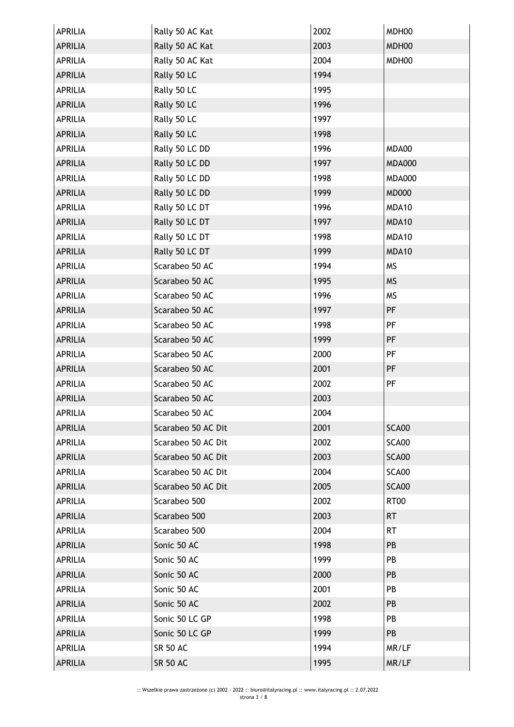| APRILIA | Rally 50 AC Kat | 2002 | MDH00 |
|---|---|---|---|
| APRILIA | Rally 50 AC Kat | 2003 | MDH00 |
| APRILIA | Rally 50 AC Kat | 2004 | MDH00 |
| APRILIA | Rally 50 LC | 1994 | |
| APRILIA | Rally 50 LC | 1995 | |
| APRILIA | Rally 50 LC | 1996 | |
| APRILIA | Rally 50 LC | 1997 | |
| APRILIA | Rally 50 LC | 1998 | |
| APRILIA | Rally 50 LC DD | 1996 | MDA00 |
| APRILIA | Rally 50 LC DD | 1997 | MDA000 |
| APRILIA | Rally 50 LC DD | 1998 | MDA000 |
| APRILIA | Rally 50 LC DD | 1999 | MD000 |
| APRILIA | Rally 50 LC DT | 1996 | MDA10 |
| APRILIA | Rally 50 LC DT | 1997 | MDA10 |
| APRILIA | Rally 50 LC DT | 1998 | MDA10 |
| APRILIA | Rally 50 LC DT | 1999 | MDA10 |
| APRILIA | Scarabeo 50 AC | 1994 | MS |
| APRILIA | Scarabeo 50 AC | 1995 | MS |
| APRILIA | Scarabeo 50 AC | 1996 | MS |
| APRILIA | Scarabeo 50 AC | 1997 | PF |
| APRILIA | Scarabeo 50 AC | 1998 | PF |
| APRILIA | Scarabeo 50 AC | 1999 | PF |
| APRILIA | Scarabeo 50 AC | 2000 | PF |
| APRILIA | Scarabeo 50 AC | 2001 | PF |
| APRILIA | Scarabeo 50 AC | 2002 | PF |
| APRILIA | Scarabeo 50 AC | 2003 | |
| APRILIA | Scarabeo 50 AC | 2004 | |
| APRILIA | Scarabeo 50 AC Dit | 2001 | SCA00 |
| APRILIA | Scarabeo 50 AC Dit | 2002 | SCA00 |
| APRILIA | Scarabeo 50 AC Dit | 2003 | SCA00 |
| APRILIA | Scarabeo 50 AC Dit | 2004 | SCA00 |
| APRILIA | Scarabeo 50 AC Dit | 2005 | SCA00 |
| APRILIA | Scarabeo 500 | 2002 | RT00 |
| APRILIA | Scarabeo 500 | 2003 | RT |
| APRILIA | Scarabeo 500 | 2004 | RT |
| APRILIA | Sonic 50 AC | 1998 | PB |
| APRILIA | Sonic 50 AC | 1999 | PB |
| APRILIA | Sonic 50 AC | 2000 | PB |
| APRILIA | Sonic 50 AC | 2001 | PB |
| APRILIA | Sonic 50 AC | 2002 | PB |
| APRILIA | Sonic 50 LC GP | 1998 | PB |
| APRILIA | Sonic 50 LC GP | 1999 | PB |
| APRILIA | SR 50 AC | 1994 | MR/LF |
| APRILIA | SR 50 AC | 1995 | MR/LF |

:: Wszelkie prawa zastrzeżone (c) 2002 - 2022 :: biuro@italyracing.pl :: www.italyracing.pl :: 2.07.2022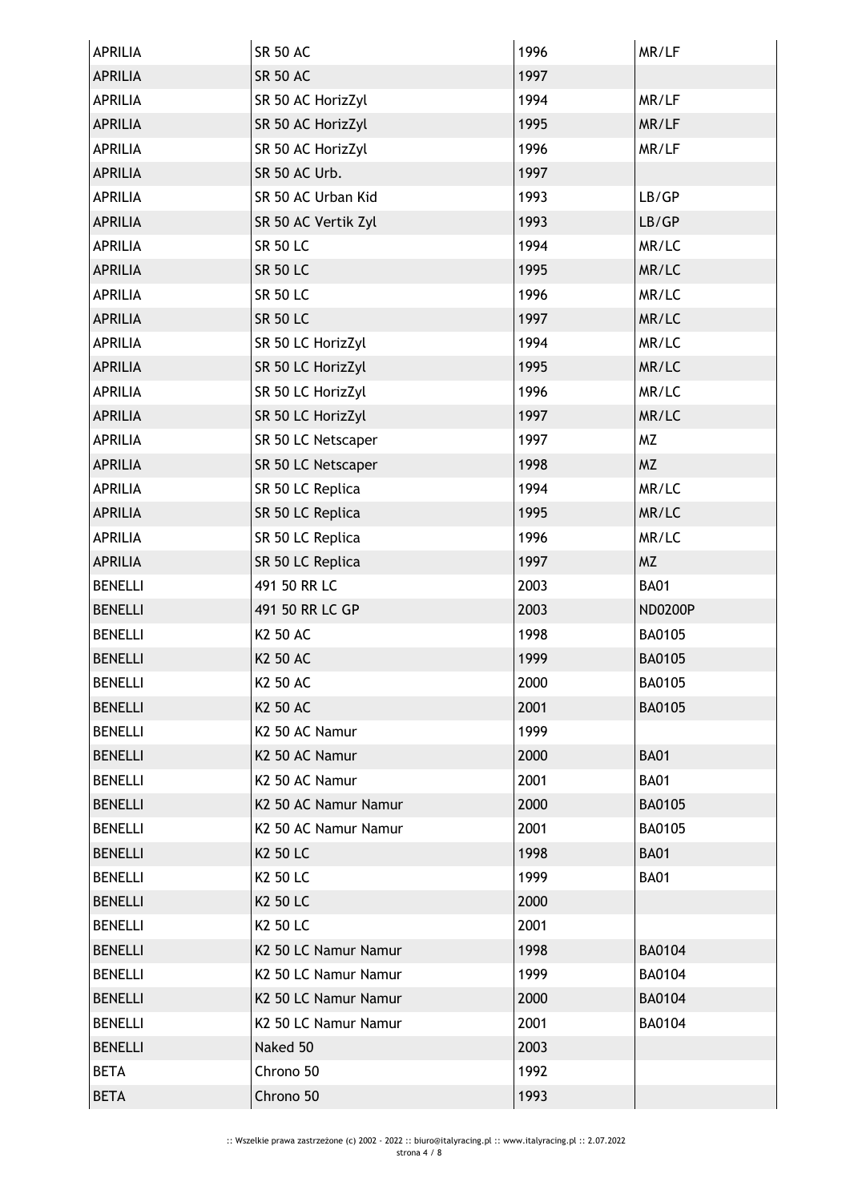| APRILIA | SR 50 AC | 1996 | MR/LF |
|---|---|---|---|
| APRILIA | SR 50 AC | 1997 | |
| APRILIA | SR 50 AC HorizZyl | 1994 | MR/LF |
| APRILIA | SR 50 AC HorizZyl | 1995 | MR/LF |
| APRILIA | SR 50 AC HorizZyl | 1996 | MR/LF |
| APRILIA | SR 50 AC Urb. | 1997 | |
| APRILIA | SR 50 AC Urban Kid | 1993 | LB/GP |
| APRILIA | SR 50 AC Vertik Zyl | 1993 | LB/GP |
| APRILIA | SR 50 LC | 1994 | MR/LC |
| APRILIA | SR 50 LC | 1995 | MR/LC |
| APRILIA | SR 50 LC | 1996 | MR/LC |
| APRILIA | SR 50 LC | 1997 | MR/LC |
| APRILIA | SR 50 LC HorizZyl | 1994 | MR/LC |
| APRILIA | SR 50 LC HorizZyl | 1995 | MR/LC |
| APRILIA | SR 50 LC HorizZyl | 1996 | MR/LC |
| APRILIA | SR 50 LC HorizZyl | 1997 | MR/LC |
| APRILIA | SR 50 LC Netscaper | 1997 | MZ |
| APRILIA | SR 50 LC Netscaper | 1998 | MZ |
| APRILIA | SR 50 LC Replica | 1994 | MR/LC |
| APRILIA | SR 50 LC Replica | 1995 | MR/LC |
| APRILIA | SR 50 LC Replica | 1996 | MR/LC |
| APRILIA | SR 50 LC Replica | 1997 | MZ |
| BENELLI | 491 50 RR LC | 2003 | BA01 |
| BENELLI | 491 50 RR LC GP | 2003 | ND0200P |
| BENELLI | K2 50 AC | 1998 | BA0105 |
| BENELLI | K2 50 AC | 1999 | BA0105 |
| BENELLI | K2 50 AC | 2000 | BA0105 |
| BENELLI | K2 50 AC | 2001 | BA0105 |
| BENELLI | K2 50 AC Namur | 1999 | |
| BENELLI | K2 50 AC Namur | 2000 | BA01 |
| BENELLI | K2 50 AC Namur | 2001 | BA01 |
| BENELLI | K2 50 AC Namur Namur | 2000 | BA0105 |
| BENELLI | K2 50 AC Namur Namur | 2001 | BA0105 |
| BENELLI | K2 50 LC | 1998 | BA01 |
| BENELLI | K2 50 LC | 1999 | BA01 |
| BENELLI | K2 50 LC | 2000 | |
| BENELLI | K2 50 LC | 2001 | |
| BENELLI | K2 50 LC Namur Namur | 1998 | BA0104 |
| BENELLI | K2 50 LC Namur Namur | 1999 | BA0104 |
| BENELLI | K2 50 LC Namur Namur | 2000 | BA0104 |
| BENELLI | K2 50 LC Namur Namur | 2001 | BA0104 |
| BENELLI | Naked 50 | 2003 | |
| BETA | Chrono 50 | 1992 | |
| BETA | Chrono 50 | 1993 | |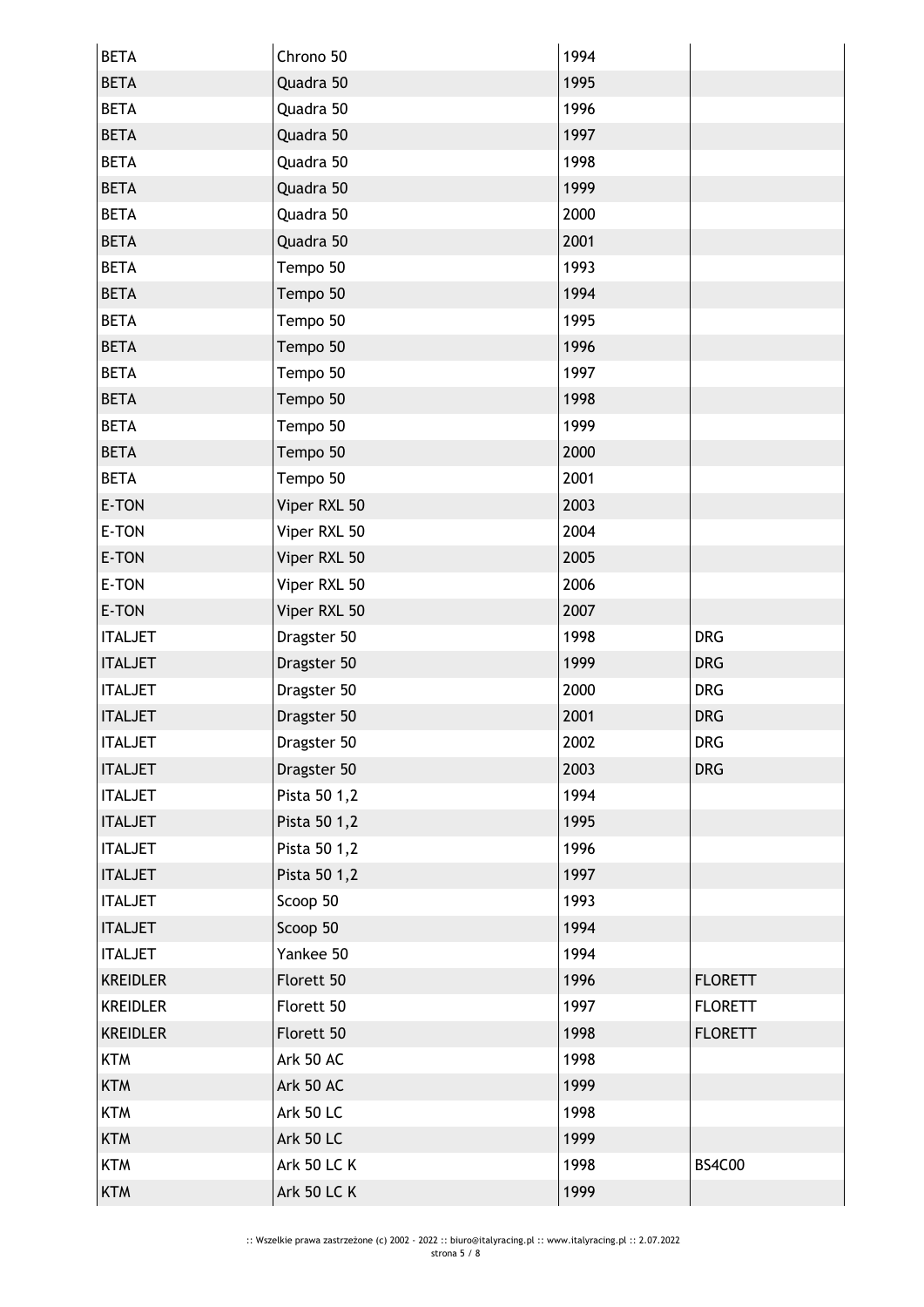| | | | |
|---|---|---|---|
| BETA | Chrono 50 | 1994 | |
| BETA | Quadra 50 | 1995 | |
| BETA | Quadra 50 | 1996 | |
| BETA | Quadra 50 | 1997 | |
| BETA | Quadra 50 | 1998 | |
| BETA | Quadra 50 | 1999 | |
| BETA | Quadra 50 | 2000 | |
| BETA | Quadra 50 | 2001 | |
| BETA | Tempo 50 | 1993 | |
| BETA | Tempo 50 | 1994 | |
| BETA | Tempo 50 | 1995 | |
| BETA | Tempo 50 | 1996 | |
| BETA | Tempo 50 | 1997 | |
| BETA | Tempo 50 | 1998 | |
| BETA | Tempo 50 | 1999 | |
| BETA | Tempo 50 | 2000 | |
| BETA | Tempo 50 | 2001 | |
| E-TON | Viper RXL 50 | 2003 | |
| E-TON | Viper RXL 50 | 2004 | |
| E-TON | Viper RXL 50 | 2005 | |
| E-TON | Viper RXL 50 | 2006 | |
| E-TON | Viper RXL 50 | 2007 | |
| ITALJET | Dragster 50 | 1998 | DRG |
| ITALJET | Dragster 50 | 1999 | DRG |
| ITALJET | Dragster 50 | 2000 | DRG |
| ITALJET | Dragster 50 | 2001 | DRG |
| ITALJET | Dragster 50 | 2002 | DRG |
| ITALJET | Dragster 50 | 2003 | DRG |
| ITALJET | Pista 50 1,2 | 1994 | |
| ITALJET | Pista 50 1,2 | 1995 | |
| ITALJET | Pista 50 1,2 | 1996 | |
| ITALJET | Pista 50 1,2 | 1997 | |
| ITALJET | Scoop 50 | 1993 | |
| ITALJET | Scoop 50 | 1994 | |
| ITALJET | Yankee 50 | 1994 | |
| KREIDLER | Florett 50 | 1996 | FLORETT |
| KREIDLER | Florett 50 | 1997 | FLORETT |
| KREIDLER | Florett 50 | 1998 | FLORETT |
| KTM | Ark 50 AC | 1998 | |
| KTM | Ark 50 AC | 1999 | |
| KTM | Ark 50 LC | 1998 | |
| KTM | Ark 50 LC | 1999 | |
| KTM | Ark 50 LC K | 1998 | BS4C00 |
| KTM | Ark 50 LC K | 1999 | |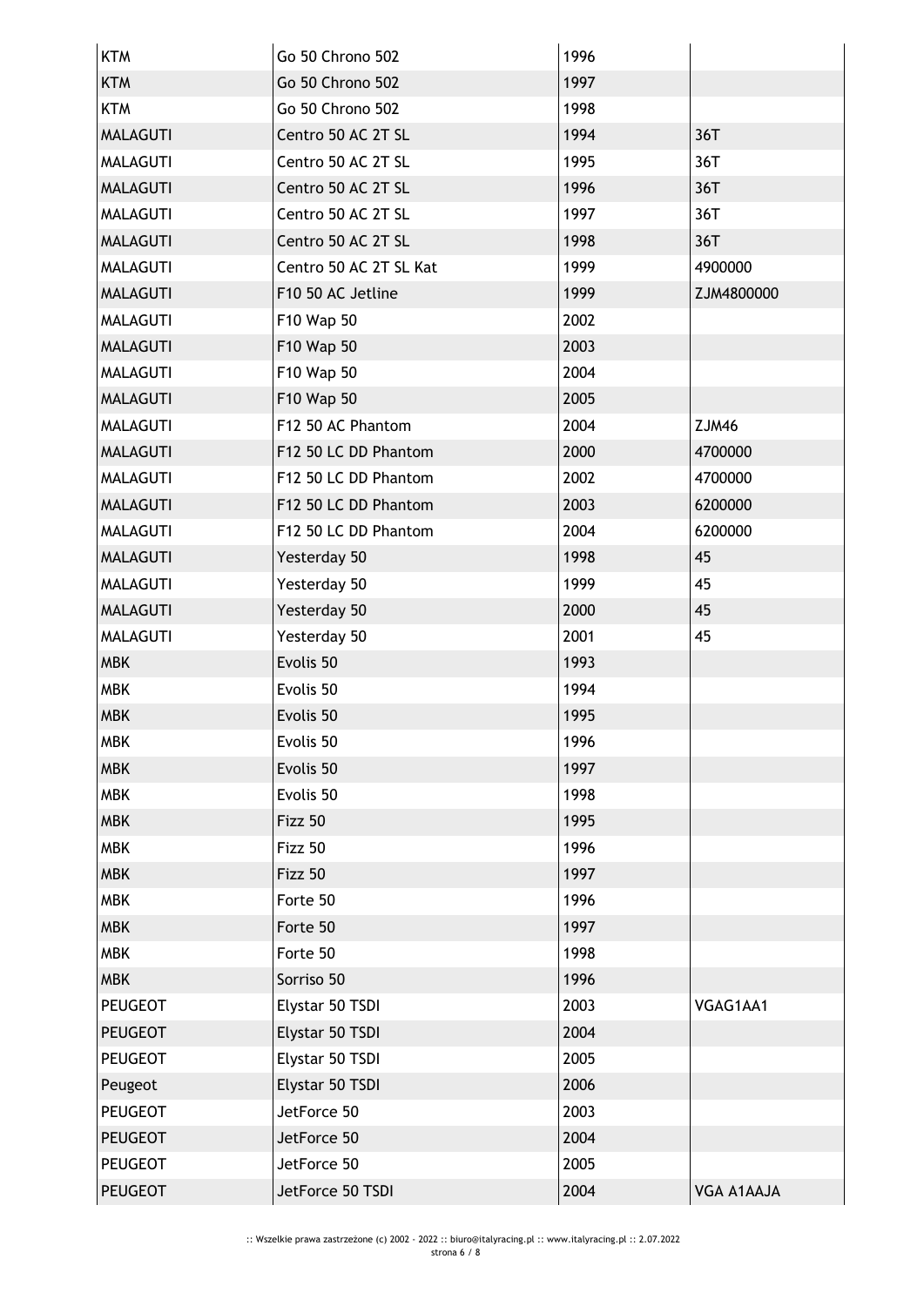| KTM | Go 50 Chrono 502 | 1996 | |
|---|---|---|---|
| KTM | Go 50 Chrono 502 | 1997 | |
| KTM | Go 50 Chrono 502 | 1998 | |
| MALAGUTI | Centro 50 AC 2T SL | 1994 | 36T |
| MALAGUTI | Centro 50 AC 2T SL | 1995 | 36T |
| MALAGUTI | Centro 50 AC 2T SL | 1996 | 36T |
| MALAGUTI | Centro 50 AC 2T SL | 1997 | 36T |
| MALAGUTI | Centro 50 AC 2T SL | 1998 | 36T |
| MALAGUTI | Centro 50 AC 2T SL Kat | 1999 | 4900000 |
| MALAGUTI | F10 50 AC Jetline | 1999 | ZJM4800000 |
| MALAGUTI | F10 Wap 50 | 2002 | |
| MALAGUTI | F10 Wap 50 | 2003 | |
| MALAGUTI | F10 Wap 50 | 2004 | |
| MALAGUTI | F10 Wap 50 | 2005 | |
| MALAGUTI | F12 50 AC Phantom | 2004 | ZJM46 |
| MALAGUTI | F12 50 LC DD Phantom | 2000 | 4700000 |
| MALAGUTI | F12 50 LC DD Phantom | 2002 | 4700000 |
| MALAGUTI | F12 50 LC DD Phantom | 2003 | 6200000 |
| MALAGUTI | F12 50 LC DD Phantom | 2004 | 6200000 |
| MALAGUTI | Yesterday 50 | 1998 | 45 |
| MALAGUTI | Yesterday 50 | 1999 | 45 |
| MALAGUTI | Yesterday 50 | 2000 | 45 |
| MALAGUTI | Yesterday 50 | 2001 | 45 |
| MBK | Evolis 50 | 1993 | |
| MBK | Evolis 50 | 1994 | |
| MBK | Evolis 50 | 1995 | |
| MBK | Evolis 50 | 1996 | |
| MBK | Evolis 50 | 1997 | |
| MBK | Evolis 50 | 1998 | |
| MBK | Fizz 50 | 1995 | |
| MBK | Fizz 50 | 1996 | |
| MBK | Fizz 50 | 1997 | |
| MBK | Forte 50 | 1996 | |
| MBK | Forte 50 | 1997 | |
| MBK | Forte 50 | 1998 | |
| MBK | Sorriso 50 | 1996 | |
| PEUGEOT | Elystar 50 TSDI | 2003 | VGAG1AA1 |
| PEUGEOT | Elystar 50 TSDI | 2004 | |
| PEUGEOT | Elystar 50 TSDI | 2005 | |
| Peugeot | Elystar 50 TSDI | 2006 | |
| PEUGEOT | JetForce 50 | 2003 | |
| PEUGEOT | JetForce 50 | 2004 | |
| PEUGEOT | JetForce 50 | 2005 | |
| PEUGEOT | JetForce 50 TSDI | 2004 | VGA A1AAJA |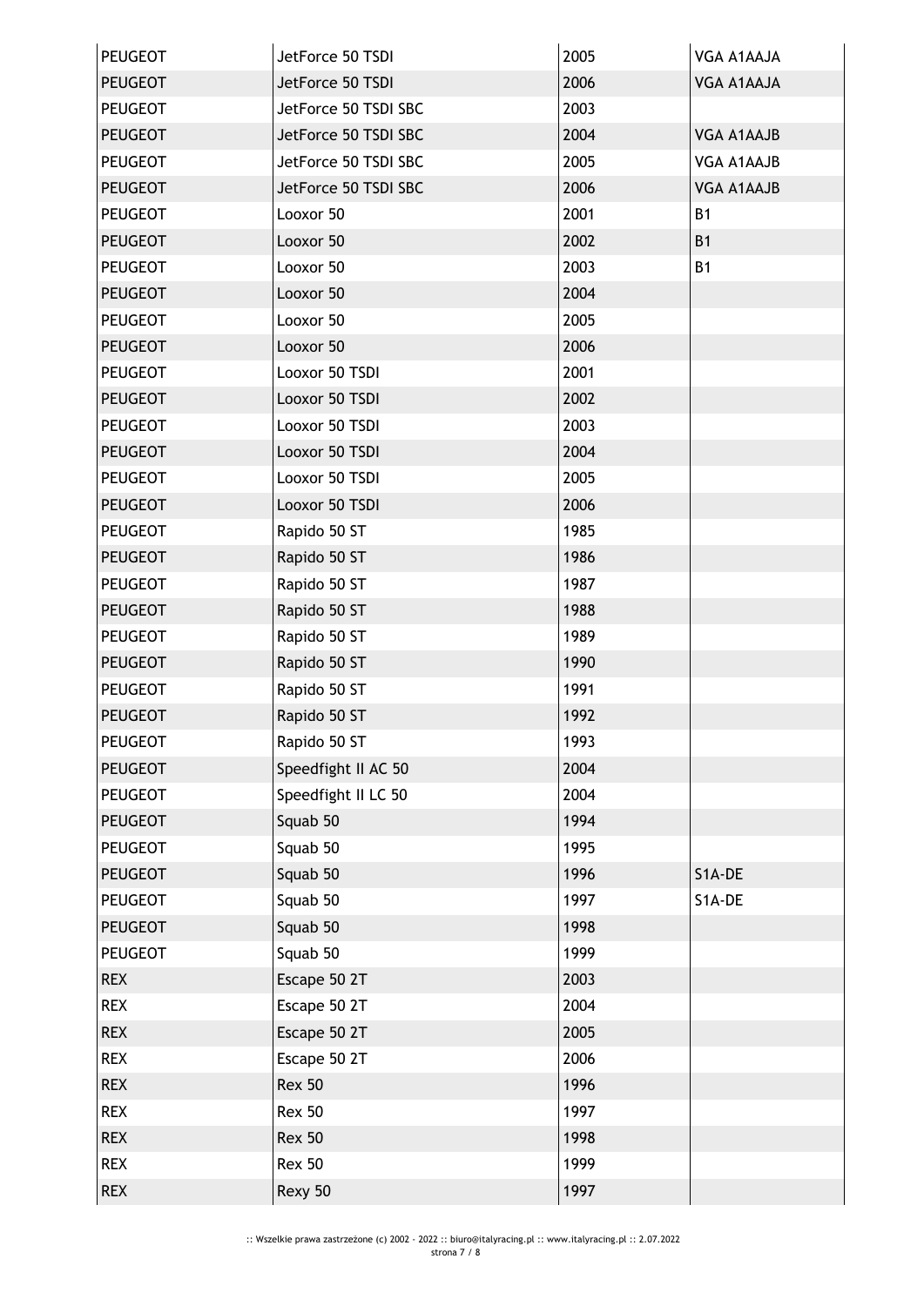| PEUGEOT | JetForce 50 TSDI | 2005 | VGA A1AAJA |
|---|---|---|---|
| PEUGEOT | JetForce 50 TSDI | 2006 | VGA A1AAJA |
| PEUGEOT | JetForce 50 TSDI SBC | 2003 | |
| PEUGEOT | JetForce 50 TSDI SBC | 2004 | VGA A1AAJB |
| PEUGEOT | JetForce 50 TSDI SBC | 2005 | VGA A1AAJB |
| PEUGEOT | JetForce 50 TSDI SBC | 2006 | VGA A1AAJB |
| PEUGEOT | Looxor 50 | 2001 | B1 |
| PEUGEOT | Looxor 50 | 2002 | B1 |
| PEUGEOT | Looxor 50 | 2003 | B1 |
| PEUGEOT | Looxor 50 | 2004 | |
| PEUGEOT | Looxor 50 | 2005 | |
| PEUGEOT | Looxor 50 | 2006 | |
| PEUGEOT | Looxor 50 TSDI | 2001 | |
| PEUGEOT | Looxor 50 TSDI | 2002 | |
| PEUGEOT | Looxor 50 TSDI | 2003 | |
| PEUGEOT | Looxor 50 TSDI | 2004 | |
| PEUGEOT | Looxor 50 TSDI | 2005 | |
| PEUGEOT | Looxor 50 TSDI | 2006 | |
| PEUGEOT | Rapido 50 ST | 1985 | |
| PEUGEOT | Rapido 50 ST | 1986 | |
| PEUGEOT | Rapido 50 ST | 1987 | |
| PEUGEOT | Rapido 50 ST | 1988 | |
| PEUGEOT | Rapido 50 ST | 1989 | |
| PEUGEOT | Rapido 50 ST | 1990 | |
| PEUGEOT | Rapido 50 ST | 1991 | |
| PEUGEOT | Rapido 50 ST | 1992 | |
| PEUGEOT | Rapido 50 ST | 1993 | |
| PEUGEOT | Speedfight II AC 50 | 2004 | |
| PEUGEOT | Speedfight II LC 50 | 2004 | |
| PEUGEOT | Squab 50 | 1994 | |
| PEUGEOT | Squab 50 | 1995 | |
| PEUGEOT | Squab 50 | 1996 | S1A-DE |
| PEUGEOT | Squab 50 | 1997 | S1A-DE |
| PEUGEOT | Squab 50 | 1998 | |
| PEUGEOT | Squab 50 | 1999 | |
| REX | Escape 50 2T | 2003 | |
| REX | Escape 50 2T | 2004 | |
| REX | Escape 50 2T | 2005 | |
| REX | Escape 50 2T | 2006 | |
| REX | Rex 50 | 1996 | |
| REX | Rex 50 | 1997 | |
| REX | Rex 50 | 1998 | |
| REX | Rex 50 | 1999 | |
| REX | Rexy 50 | 1997 | |

:: Wszelkie prawa zastrzeżone (c) 2002 - 2022 :: biuro@italyracing.pl :: www.italyracing.pl :: 2.07.2022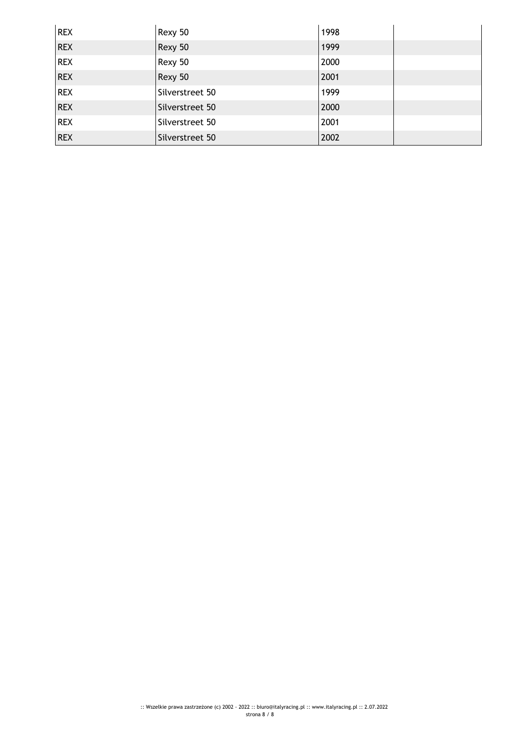| | | | |
|---|---|---|---|
| REX | Rexy 50 | 1998 | |
| REX | Rexy 50 | 1999 | |
| REX | Rexy 50 | 2000 | |
| REX | Rexy 50 | 2001 | |
| REX | Silverstreet 50 | 1999 | |
| REX | Silverstreet 50 | 2000 | |
| REX | Silverstreet 50 | 2001 | |
| REX | Silverstreet 50 | 2002 | |